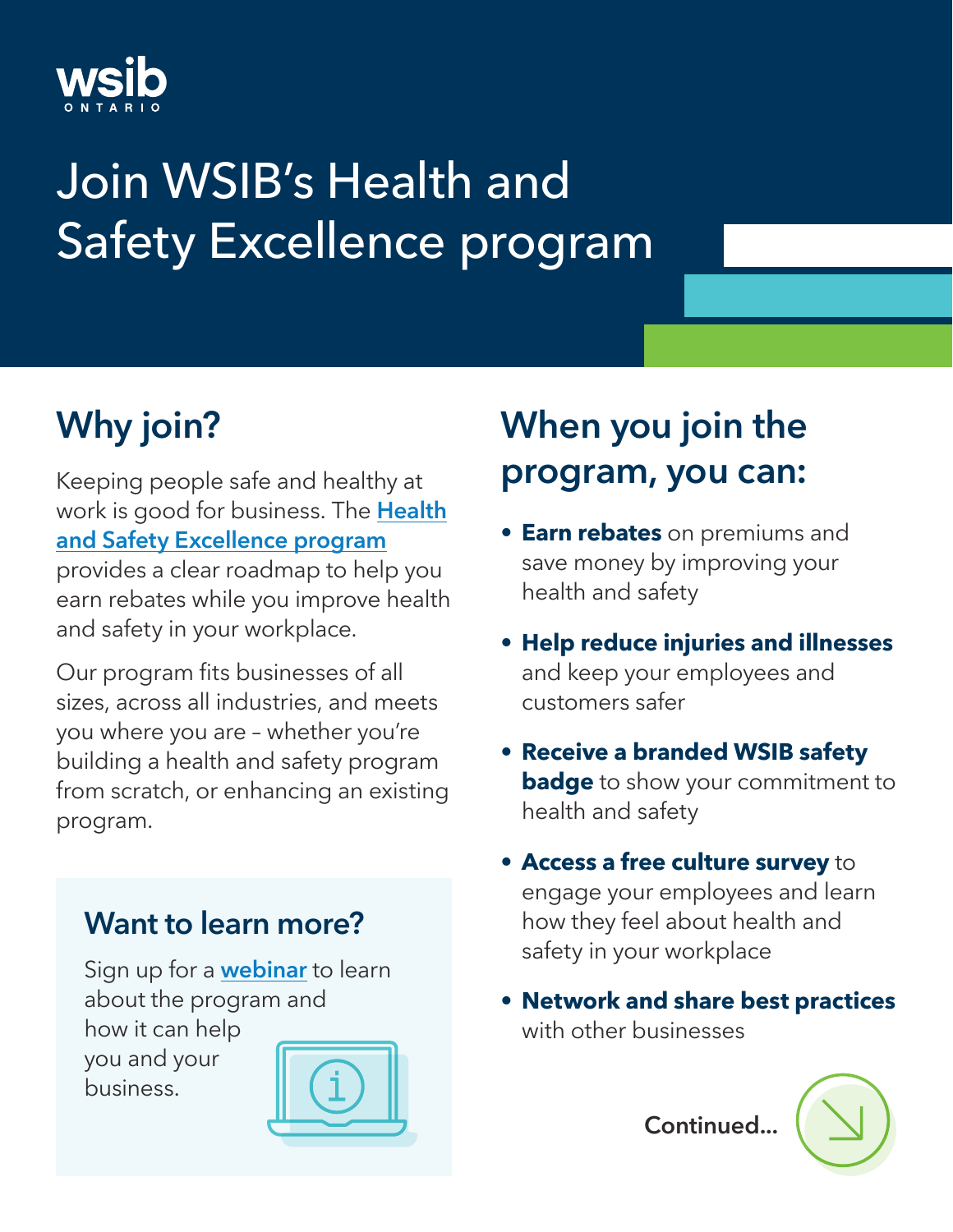wsib ONTARIO

# Join WSIB's Health and Safety Excellence program

## Why join?

Keeping people safe and healthy at work is good for business. The Health and Safety Excellence program provides a clear roadmap to help you earn rebates while you improve health and safety in your workplace.

Our program fits businesses of all sizes, across all industries, and meets you where you are – whether you're building a health and safety program from scratch, or enhancing an existing program.

### Want to learn more?

Sign up for a webinar to learn about the program and how it can help you and your business.

## When you join the program, you can:

- **Earn rebates** on premiums and save money by improving your health and safety
- **Help reduce injuries and illnesses** and keep your employees and customers safer
- **Receive a branded WSIB safety badge** to show your commitment to health and safety
- **Access a free culture survey** to engage your employees and learn how they feel about health and safety in your workplace
- **Network and share best practices** with other businesses

Continued...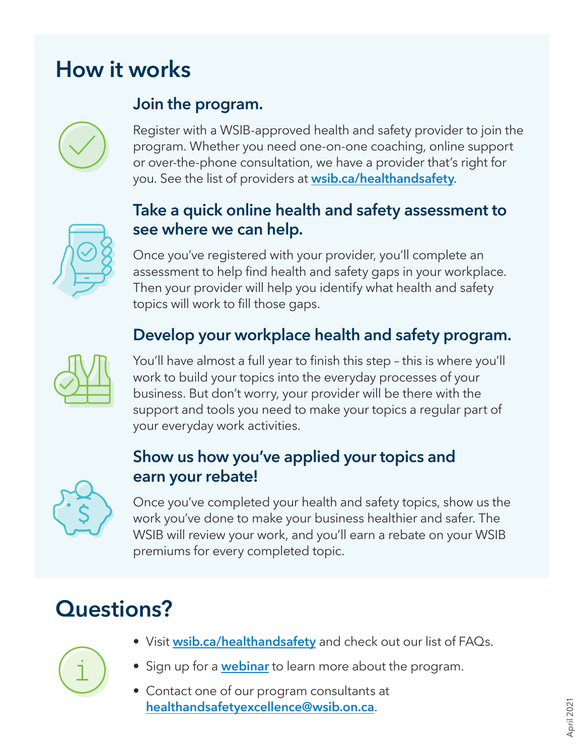## How it works

### Join the program.

Register with a WSIB-approved health and safety provider to join the program. Whether you need one-on-one coaching, online support or over-the-phone consultation, we have a provider that's right for you. See the list of providers at **wsib.ca/healthandsafety**.

### Take a quick online health and safety assessment to see where we can help.

Once you've registered with your provider, you'll complete an assessment to help find health and safety gaps in your workplace. Then your provider will help you identify what health and safety topics will work to fill those gaps.

### Develop your workplace health and safety program.

You'll have almost a full year to finish this step – this is where you'll work to build your topics into the everyday processes of your business. But don't worry, your provider will be there with the support and tools you need to make your topics a regular part of your everyday work activities.

### Show us how you've applied your topics and earn your rebate!

Once you've completed your health and safety topics, show us the work you've done to make your business healthier and safer. The WSIB will review your work, and you'll earn a rebate on your WSIB premiums for every completed topic.

## Questions?

- Visit **wsib.ca/healthandsafety** and check out our list of FAQs.
- Sign up for a **webinar** to learn more about the program.
- Contact one of our program consultants at **healthandsafetyexcellence@wsib.on.ca**.

April 2021